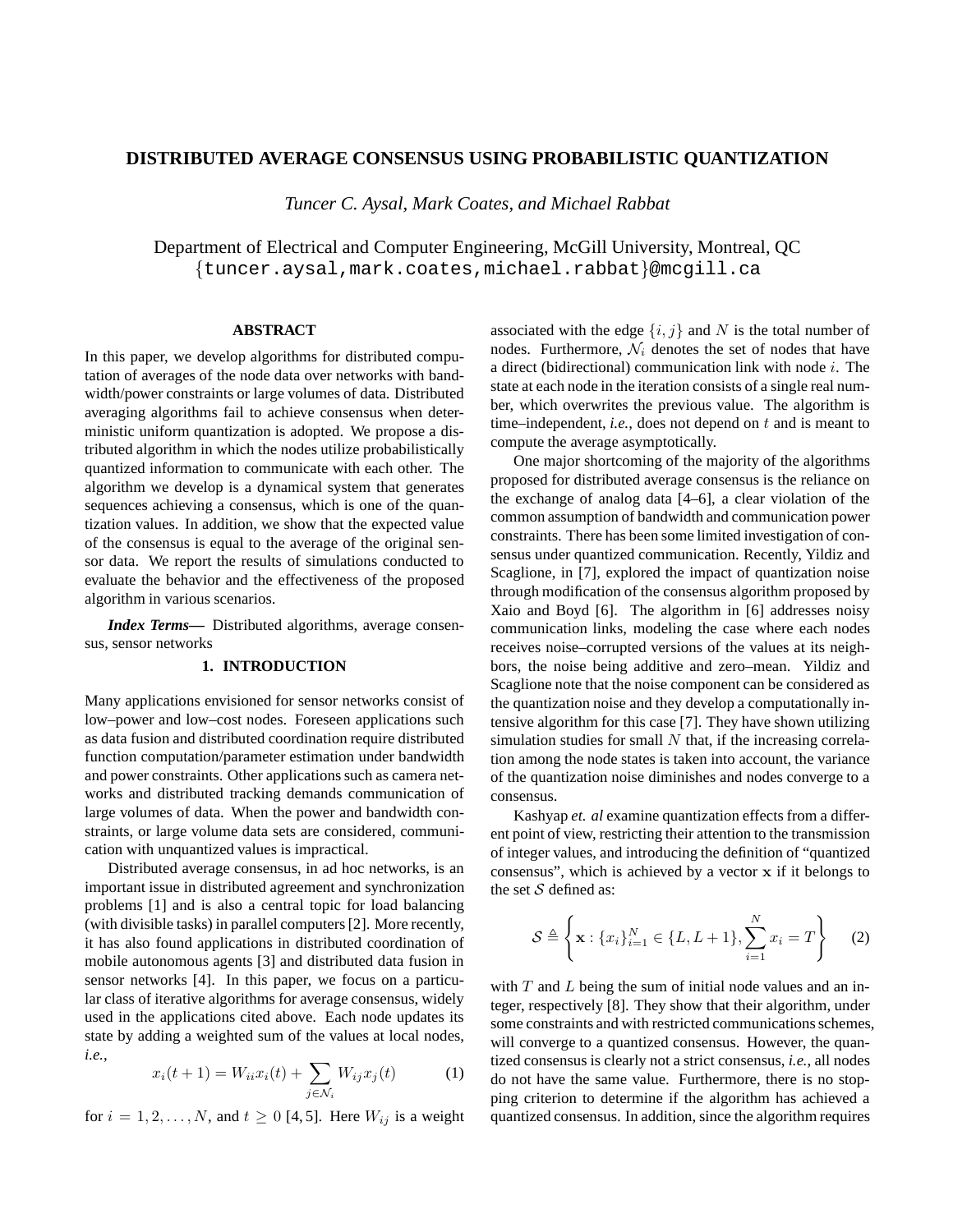# DISTRIBUTED AVERAGE CONSENSUS USING PROBABILISTIC QUANTIZATION

*Tuncer C. Aysal, Mark Coates, and Michael Rabbat*

Department of Electrical and Computer Engineering, McGill University, Montreal, QC
{tuncer.aysal,mark.coates,michael.rabbat}@mcgill.ca

### ABSTRACT

In this paper, we develop algorithms for distributed computation of averages of the node data over networks with bandwidth/power constraints or large volumes of data. Distributed averaging algorithms fail to achieve consensus when deterministic uniform quantization is adopted. We propose a distributed algorithm in which the nodes utilize probabilistically quantized information to communicate with each other. The algorithm we develop is a dynamical system that generates sequences achieving a consensus, which is one of the quantization values. In addition, we show that the expected value of the consensus is equal to the average of the original sensor data. We report the results of simulations conducted to evaluate the behavior and the effectiveness of the proposed algorithm in various scenarios.

***Index Terms*—** Distributed algorithms, average consensus, sensor networks

## 1. INTRODUCTION

Many applications envisioned for sensor networks consist of low–power and low–cost nodes. Foreseen applications such as data fusion and distributed coordination require distributed function computation/parameter estimation under bandwidth and power constraints. Other applications such as camera networks and distributed tracking demands communication of large volumes of data. When the power and bandwidth constraints, or large volume data sets are considered, communication with unquantized values is impractical.

Distributed average consensus, in ad hoc networks, is an important issue in distributed agreement and synchronization problems [1] and is also a central topic for load balancing (with divisible tasks) in parallel computers [2]. More recently, it has also found applications in distributed coordination of mobile autonomous agents [3] and distributed data fusion in sensor networks [4]. In this paper, we focus on a particular class of iterative algorithms for average consensus, widely used in the applications cited above. Each node updates its state by adding a weighted sum of the values at local nodes, *i.e.*,

$$x_i(t+1) = W_{ii}x_i(t) + \sum_{j \in \mathcal{N}_i} W_{ij}x_j(t) \qquad (1)$$

for $i = 1, 2, \ldots, N$, and $t \geq 0$ [4,5]. Here $W_{ij}$ is a weight associated with the edge $\{i, j\}$ and $N$ is the total number of nodes. Furthermore, $\mathcal{N}_i$ denotes the set of nodes that have a direct (bidirectional) communication link with node $i$. The state at each node in the iteration consists of a single real number, which overwrites the previous value. The algorithm is time–independent, *i.e.*, does not depend on $t$ and is meant to compute the average asymptotically.

One major shortcoming of the majority of the algorithms proposed for distributed average consensus is the reliance on the exchange of analog data [4–6], a clear violation of the common assumption of bandwidth and communication power constraints. There has been some limited investigation of consensus under quantized communication. Recently, Yildiz and Scaglione, in [7], explored the impact of quantization noise through modification of the consensus algorithm proposed by Xaio and Boyd [6]. The algorithm in [6] addresses noisy communication links, modeling the case where each nodes receives noise–corrupted versions of the values at its neighbors, the noise being additive and zero–mean. Yildiz and Scaglione note that the noise component can be considered as the quantization noise and they develop a computationally intensive algorithm for this case [7]. They have shown utilizing simulation studies for small $N$ that, if the increasing correlation among the node states is taken into account, the variance of the quantization noise diminishes and nodes converge to a consensus.

Kashyap *et. al* examine quantization effects from a different point of view, restricting their attention to the transmission of integer values, and introducing the definition of "quantized consensus", which is achieved by a vector $\mathbf{x}$ if it belongs to the set $\mathcal{S}$ defined as:

$$\mathcal{S} \triangleq \left\{ \mathbf{x} : \{x_i\}_{i=1}^N \in \{L, L+1\}, \sum_{i=1}^N x_i = T \right\} \qquad (2)$$

with $T$ and $L$ being the sum of initial node values and an integer, respectively [8]. They show that their algorithm, under some constraints and with restricted communications schemes, will converge to a quantized consensus. However, the quantized consensus is clearly not a strict consensus, *i.e.*, all nodes do not have the same value. Furthermore, there is no stopping criterion to determine if the algorithm has achieved a quantized consensus. In addition, since the algorithm requires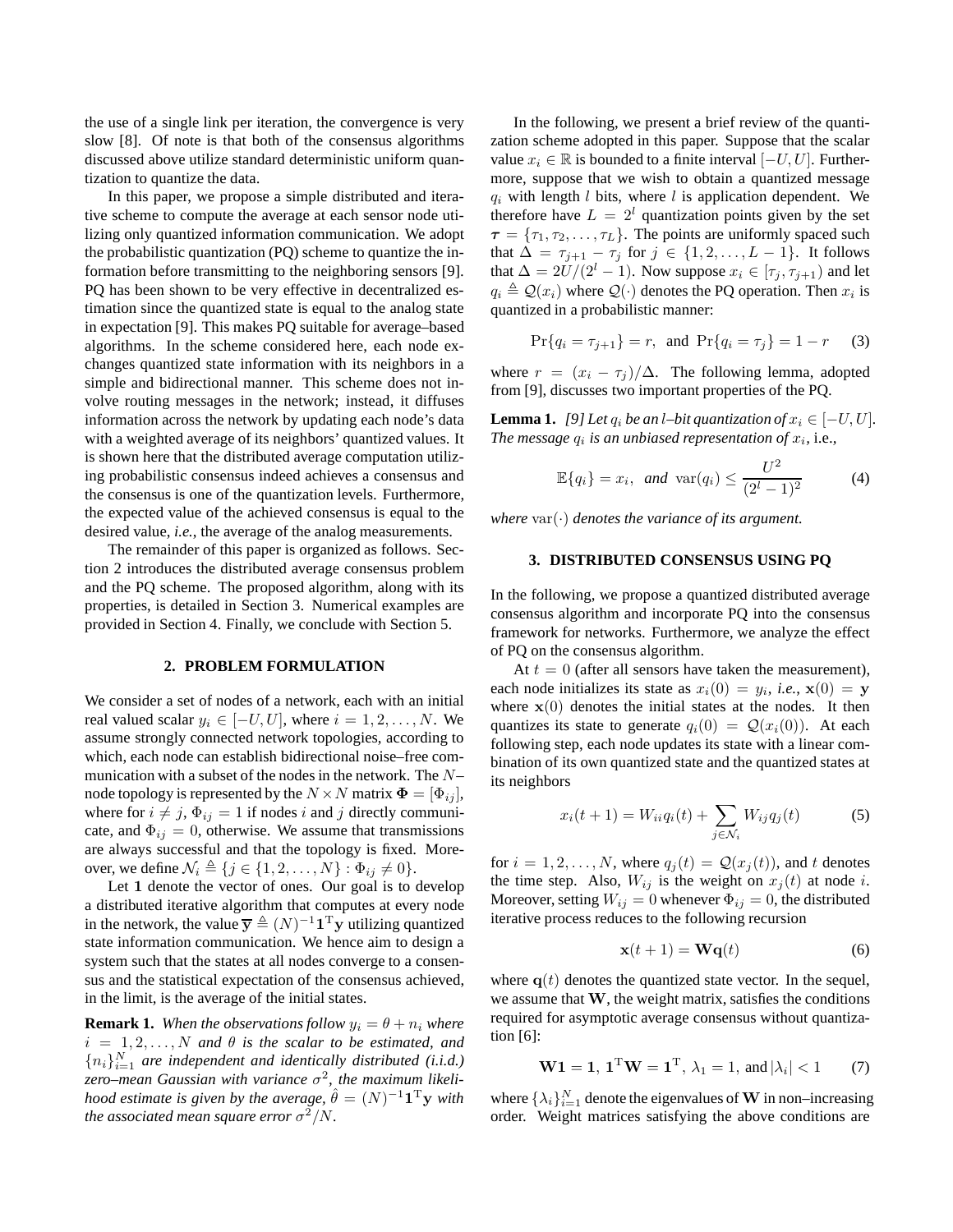the use of a single link per iteration, the convergence is very slow [8]. Of note is that both of the consensus algorithms discussed above utilize standard deterministic uniform quantization to quantize the data.

In this paper, we propose a simple distributed and iterative scheme to compute the average at each sensor node utilizing only quantized information communication. We adopt the probabilistic quantization (PQ) scheme to quantize the information before transmitting to the neighboring sensors [9]. PQ has been shown to be very effective in decentralized estimation since the quantized state is equal to the analog state in expectation [9]. This makes PQ suitable for average–based algorithms. In the scheme considered here, each node exchanges quantized state information with its neighbors in a simple and bidirectional manner. This scheme does not involve routing messages in the network; instead, it diffuses information across the network by updating each node's data with a weighted average of its neighbors' quantized values. It is shown here that the distributed average computation utilizing probabilistic consensus indeed achieves a consensus and the consensus is one of the quantization levels. Furthermore, the expected value of the achieved consensus is equal to the desired value, *i.e.*, the average of the analog measurements.

The remainder of this paper is organized as follows. Section 2 introduces the distributed average consensus problem and the PQ scheme. The proposed algorithm, along with its properties, is detailed in Section 3. Numerical examples are provided in Section 4. Finally, we conclude with Section 5.

## 2. PROBLEM FORMULATION

We consider a set of nodes of a network, each with an initial real valued scalar $y_i \in [-U, U]$, where $i = 1, 2, \ldots, N$. We assume strongly connected network topologies, according to which, each node can establish bidirectional noise–free communication with a subset of the nodes in the network. The $N$–node topology is represented by the $N \times N$ matrix $\mathbf{\Phi} = [\Phi_{ij}]$, where for $i \neq j$, $\Phi_{ij} = 1$ if nodes $i$ and $j$ directly communicate, and $\Phi_{ij} = 0$, otherwise. We assume that transmissions are always successful and that the topology is fixed. Moreover, we define $\mathcal{N}_i \triangleq \{j \in \{1, 2, \ldots, N\} : \Phi_{ij} \neq 0\}$.

Let $\mathbf{1}$ denote the vector of ones. Our goal is to develop a distributed iterative algorithm that computes at every node in the network, the value $\overline{\mathbf{y}} \triangleq (N)^{-1}\mathbf{1}^{\mathrm{T}}\mathbf{y}$ utilizing quantized state information communication. We hence aim to design a system such that the states at all nodes converge to a consensus and the statistical expectation of the consensus achieved, in the limit, is the average of the initial states.

**Remark 1.** *When the observations follow $y_i = \theta + n_i$ where $i = 1, 2, \ldots, N$ and $\theta$ is the scalar to be estimated, and $\{n_i\}_{i=1}^N$ are independent and identically distributed (i.i.d.) zero–mean Gaussian with variance $\sigma^2$, the maximum likelihood estimate is given by the average, $\hat{\theta} = (N)^{-1}\mathbf{1}^{\mathrm{T}}\mathbf{y}$ with the associated mean square error $\sigma^2/N$.*

In the following, we present a brief review of the quantization scheme adopted in this paper. Suppose that the scalar value $x_i \in \mathbb{R}$ is bounded to a finite interval $[-U, U]$. Furthermore, suppose that we wish to obtain a quantized message $q_i$ with length $l$ bits, where $l$ is application dependent. We therefore have $L = 2^l$ quantization points given by the set $\boldsymbol{\tau} = \{\tau_1, \tau_2, \ldots, \tau_L\}$. The points are uniformly spaced such that $\Delta = \tau_{j+1} - \tau_j$ for $j \in \{1, 2, \ldots, L-1\}$. It follows that $\Delta = 2U/(2^l - 1)$. Now suppose $x_i \in [\tau_j, \tau_{j+1})$ and let $q_i \triangleq \mathcal{Q}(x_i)$ where $\mathcal{Q}(\cdot)$ denotes the PQ operation. Then $x_i$ is quantized in a probabilistic manner:

$$\Pr\{q_i = \tau_{j+1}\} = r, \text{ and } \Pr\{q_i = \tau_j\} = 1 - r \tag{3}$$

where $r = (x_i - \tau_j)/\Delta$. The following lemma, adopted from [9], discusses two important properties of the PQ.

**Lemma 1.** *[9] Let $q_i$ be an $l$–bit quantization of $x_i \in [-U, U]$. The message $q_i$ is an unbiased representation of $x_i$, i.e.,*

$$\mathbb{E}\{q_i\} = x_i, \text{ and } \operatorname{var}(q_i) \leq \frac{U^2}{(2^l - 1)^2} \tag{4}$$

*where $\operatorname{var}(\cdot)$ denotes the variance of its argument.*

## 3. DISTRIBUTED CONSENSUS USING PQ

In the following, we propose a quantized distributed average consensus algorithm and incorporate PQ into the consensus framework for networks. Furthermore, we analyze the effect of PQ on the consensus algorithm.

At $t = 0$ (after all sensors have taken the measurement), each node initializes its state as $x_i(0) = y_i$, *i.e.*, $\mathbf{x}(0) = \mathbf{y}$ where $\mathbf{x}(0)$ denotes the initial states at the nodes. It then quantizes its state to generate $q_i(0) = \mathcal{Q}(x_i(0))$. At each following step, each node updates its state with a linear combination of its own quantized state and the quantized states at its neighbors

$$x_i(t+1) = W_{ii}q_i(t) + \sum_{j \in \mathcal{N}_i} W_{ij}q_j(t) \tag{5}$$

for $i = 1, 2, \ldots, N$, where $q_j(t) = \mathcal{Q}(x_j(t))$, and $t$ denotes the time step. Also, $W_{ij}$ is the weight on $x_j(t)$ at node $i$. Moreover, setting $W_{ij} = 0$ whenever $\Phi_{ij} = 0$, the distributed iterative process reduces to the following recursion

$$\mathbf{x}(t+1) = \mathbf{W}\mathbf{q}(t) \tag{6}$$

where $\mathbf{q}(t)$ denotes the quantized state vector. In the sequel, we assume that $\mathbf{W}$, the weight matrix, satisfies the conditions required for asymptotic average consensus without quantization [6]:

$$\mathbf{W}\mathbf{1} = \mathbf{1},\ \mathbf{1}^{\mathrm{T}}\mathbf{W} = \mathbf{1}^{\mathrm{T}},\ \lambda_1 = 1, \text{ and } |\lambda_i| < 1 \tag{7}$$

where $\{\lambda_i\}_{i=1}^N$ denote the eigenvalues of $\mathbf{W}$ in non–increasing order. Weight matrices satisfying the above conditions are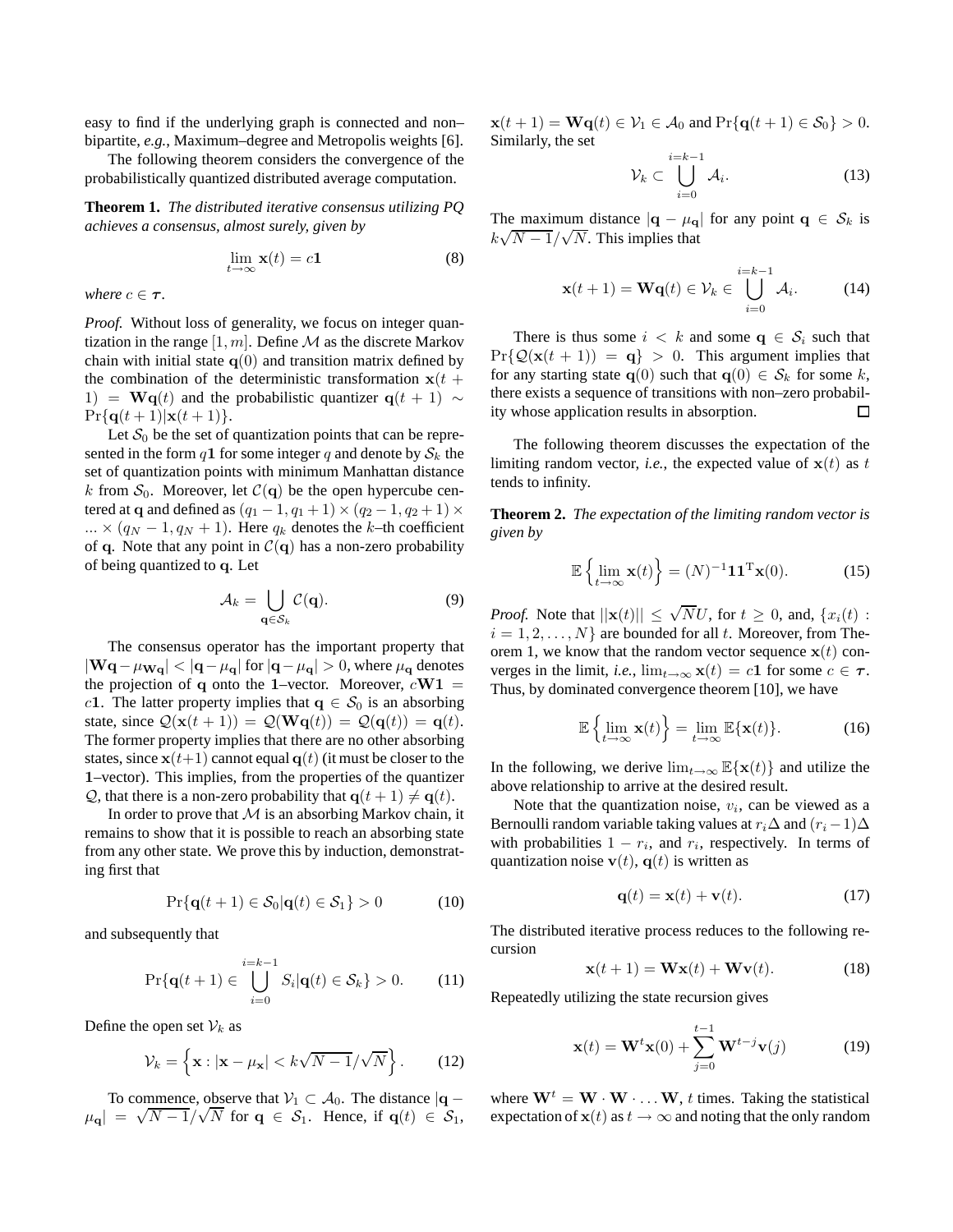easy to find if the underlying graph is connected and non–bipartite, *e.g.*, Maximum–degree and Metropolis weights [6].

The following theorem considers the convergence of the probabilistically quantized distributed average computation.

**Theorem 1.** *The distributed iterative consensus utilizing PQ achieves a consensus, almost surely, given by*

$$\lim_{t\to\infty} \mathbf{x}(t) = c\mathbf{1} \tag{8}$$

*where* $c \in \boldsymbol{\tau}$.

*Proof.* Without loss of generality, we focus on integer quantization in the range $[1, m]$. Define $\mathcal{M}$ as the discrete Markov chain with initial state $\mathbf{q}(0)$ and transition matrix defined by the combination of the deterministic transformation $\mathbf{x}(t+1) = \mathbf{W}\mathbf{q}(t)$ and the probabilistic quantizer $\mathbf{q}(t+1) \sim \Pr\{\mathbf{q}(t+1)|\mathbf{x}(t+1)\}$.

Let $\mathcal{S}_0$ be the set of quantization points that can be represented in the form $q\mathbf{1}$ for some integer $q$ and denote by $\mathcal{S}_k$ the set of quantization points with minimum Manhattan distance $k$ from $\mathcal{S}_0$. Moreover, let $\mathcal{C}(\mathbf{q})$ be the open hypercube centered at $\mathbf{q}$ and defined as $(q_1-1, q_1+1) \times (q_2-1, q_2+1) \times \ldots \times (q_N-1, q_N+1)$. Here $q_k$ denotes the $k$–th coefficient of $\mathbf{q}$. Note that any point in $\mathcal{C}(\mathbf{q})$ has a non-zero probability of being quantized to $\mathbf{q}$. Let

$$\mathcal{A}_k = \bigcup_{\mathbf{q}\in\mathcal{S}_k} \mathcal{C}(\mathbf{q}). \tag{9}$$

The consensus operator has the important property that $|\mathbf{W}\mathbf{q} - \mu_{\mathbf{W}\mathbf{q}}| < |\mathbf{q} - \mu_{\mathbf{q}}|$ for $|\mathbf{q} - \mu_{\mathbf{q}}| > 0$, where $\mu_{\mathbf{q}}$ denotes the projection of $\mathbf{q}$ onto the $\mathbf{1}$–vector. Moreover, $c\mathbf{W}\mathbf{1} = c\mathbf{1}$. The latter property implies that $\mathbf{q} \in \mathcal{S}_0$ is an absorbing state, since $\mathcal{Q}(\mathbf{x}(t+1)) = \mathcal{Q}(\mathbf{W}\mathbf{q}(t)) = \mathcal{Q}(\mathbf{q}(t)) = \mathbf{q}(t)$. The former property implies that there are no other absorbing states, since $\mathbf{x}(t+1)$ cannot equal $\mathbf{q}(t)$ (it must be closer to the $\mathbf{1}$–vector). This implies, from the properties of the quantizer $\mathcal{Q}$, that there is a non-zero probability that $\mathbf{q}(t+1) \neq \mathbf{q}(t)$.

In order to prove that $\mathcal{M}$ is an absorbing Markov chain, it remains to show that it is possible to reach an absorbing state from any other state. We prove this by induction, demonstrating first that

$$\Pr\{\mathbf{q}(t+1) \in \mathcal{S}_0 | \mathbf{q}(t) \in \mathcal{S}_1\} > 0 \tag{10}$$

and subsequently that

$$\Pr\{\mathbf{q}(t+1) \in \bigcup_{i=0}^{i=k-1} S_i | \mathbf{q}(t) \in \mathcal{S}_k\} > 0. \tag{11}$$

Define the open set $\mathcal{V}_k$ as

$$\mathcal{V}_k = \left\{ \mathbf{x} : |\mathbf{x} - \mu_{\mathbf{x}}| < k\sqrt{N-1}/\sqrt{N} \right\}. \tag{12}$$

To commence, observe that $\mathcal{V}_1 \subset \mathcal{A}_0$. The distance $|\mathbf{q} - \mu_{\mathbf{q}}| = \sqrt{N-1}/\sqrt{N}$ for $\mathbf{q} \in \mathcal{S}_1$. Hence, if $\mathbf{q}(t) \in \mathcal{S}_1$, $\mathbf{x}(t+1) = \mathbf{W}\mathbf{q}(t) \in \mathcal{V}_1 \in \mathcal{A}_0$ and $\Pr\{\mathbf{q}(t+1) \in \mathcal{S}_0\} > 0$. Similarly, the set

$$\mathcal{V}_k \subset \bigcup_{i=0}^{i=k-1} \mathcal{A}_i. \tag{13}$$

The maximum distance $|\mathbf{q} - \mu_{\mathbf{q}}|$ for any point $\mathbf{q} \in \mathcal{S}_k$ is $k\sqrt{N-1}/\sqrt{N}$. This implies that

$$\mathbf{x}(t+1) = \mathbf{W}\mathbf{q}(t) \in \mathcal{V}_k \in \bigcup_{i=0}^{i=k-1} \mathcal{A}_i. \tag{14}$$

There is thus some $i < k$ and some $\mathbf{q} \in \mathcal{S}_i$ such that $\Pr\{\mathcal{Q}(\mathbf{x}(t+1)) = \mathbf{q}\} > 0$. This argument implies that for any starting state $\mathbf{q}(0)$ such that $\mathbf{q}(0) \in \mathcal{S}_k$ for some $k$, there exists a sequence of transitions with non–zero probability whose application results in absorption. □

The following theorem discusses the expectation of the limiting random vector, *i.e.*, the expected value of $\mathbf{x}(t)$ as $t$ tends to infinity.

**Theorem 2.** *The expectation of the limiting random vector is given by*

$$\mathbb{E}\left\{\lim_{t\to\infty} \mathbf{x}(t)\right\} = (N)^{-1}\mathbf{1}\mathbf{1}^{\mathrm{T}}\mathbf{x}(0). \tag{15}$$

*Proof.* Note that $||\mathbf{x}(t)|| \leq \sqrt{N}U$, for $t \geq 0$, and, $\{x_i(t) : i = 1, 2, \ldots, N\}$ are bounded for all $t$. Moreover, from Theorem 1, we know that the random vector sequence $\mathbf{x}(t)$ converges in the limit, *i.e.*, $\lim_{t\to\infty} \mathbf{x}(t) = c\mathbf{1}$ for some $c \in \boldsymbol{\tau}$. Thus, by dominated convergence theorem [10], we have

$$\mathbb{E}\left\{\lim_{t\to\infty} \mathbf{x}(t)\right\} = \lim_{t\to\infty} \mathbb{E}\{\mathbf{x}(t)\}. \tag{16}$$

In the following, we derive $\lim_{t\to\infty} \mathbb{E}\{\mathbf{x}(t)\}$ and utilize the above relationship to arrive at the desired result.

Note that the quantization noise, $v_i$, can be viewed as a Bernoulli random variable taking values at $r_i\Delta$ and $(r_i - 1)\Delta$ with probabilities $1 - r_i$, and $r_i$, respectively. In terms of quantization noise $\mathbf{v}(t)$, $\mathbf{q}(t)$ is written as

$$\mathbf{q}(t) = \mathbf{x}(t) + \mathbf{v}(t). \tag{17}$$

The distributed iterative process reduces to the following recursion

$$\mathbf{x}(t+1) = \mathbf{W}\mathbf{x}(t) + \mathbf{W}\mathbf{v}(t). \tag{18}$$

Repeatedly utilizing the state recursion gives

$$\mathbf{x}(t) = \mathbf{W}^t\mathbf{x}(0) + \sum_{j=0}^{t-1} \mathbf{W}^{t-j}\mathbf{v}(j) \tag{19}$$

where $\mathbf{W}^t = \mathbf{W} \cdot \mathbf{W} \cdot \ldots \mathbf{W}$, $t$ times. Taking the statistical expectation of $\mathbf{x}(t)$ as $t \to \infty$ and noting that the only random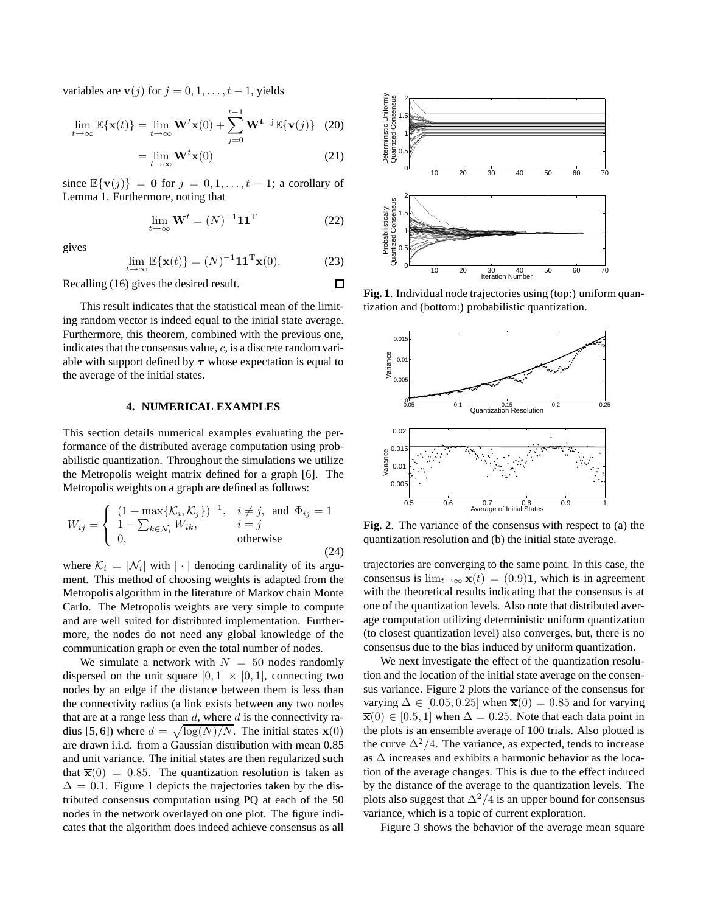variables are $\mathbf{v}(j)$ for $j = 0, 1, \ldots, t-1$, yields

$$\lim_{t\to\infty} \mathbb{E}\{\mathbf{x}(t)\} = \lim_{t\to\infty} \mathbf{W}^t \mathbf{x}(0) + \sum_{j=0}^{t-1} \mathbf{W}^{\mathbf{t-j}} \mathbb{E}\{\mathbf{v}(j)\} \quad (20)$$

$$= \lim_{t\to\infty} \mathbf{W}^t \mathbf{x}(0) \quad (21)$$

since $\mathbb{E}\{\mathbf{v}(j)\} = \mathbf{0}$ for $j = 0, 1, \ldots, t-1$; a corollary of Lemma 1. Furthermore, noting that

$$\lim_{t\to\infty} \mathbf{W}^t = (N)^{-1}\mathbf{1}\mathbf{1}^{\mathrm{T}} \quad (22)$$

gives

$$\lim_{t\to\infty} \mathbb{E}\{\mathbf{x}(t)\} = (N)^{-1}\mathbf{1}\mathbf{1}^{\mathrm{T}}\mathbf{x}(0). \quad (23)$$

Recalling (16) gives the desired result. □

This result indicates that the statistical mean of the limiting random vector is indeed equal to the initial state average. Furthermore, this theorem, combined with the previous one, indicates that the consensus value, $c$, is a discrete random variable with support defined by $\boldsymbol{\tau}$ whose expectation is equal to the average of the initial states.

## 4. NUMERICAL EXAMPLES

This section details numerical examples evaluating the performance of the distributed average computation using probabilistic quantization. Throughout the simulations we utilize the Metropolis weight matrix defined for a graph [6]. The Metropolis weights on a graph are defined as follows:

$$W_{ij} = \begin{cases} (1 + \max\{\mathcal{K}_i, \mathcal{K}_j\})^{-1}, & i \neq j, \text{ and } \Phi_{ij} = 1 \\ 1 - \sum_{k\in\mathcal{N}_i} W_{ik}, & i = j \\ 0, & \text{otherwise} \end{cases} \quad (24)$$

where $\mathcal{K}_i = |\mathcal{N}_i|$ with $|\cdot|$ denoting cardinality of its argument. This method of choosing weights is adapted from the Metropolis algorithm in the literature of Markov chain Monte Carlo. The Metropolis weights are very simple to compute and are well suited for distributed implementation. Furthermore, the nodes do not need any global knowledge of the communication graph or even the total number of nodes.

We simulate a network with $N = 50$ nodes randomly dispersed on the unit square $[0, 1] \times [0, 1]$, connecting two nodes by an edge if the distance between them is less than the connectivity radius (a link exists between any two nodes that are at a range less than $d$, where $d$ is the connectivity radius [5, 6]) where $d = \sqrt{\log(N)/N}$. The initial states $\mathbf{x}(0)$ are drawn i.i.d. from a Gaussian distribution with mean 0.85 and unit variance. The initial states are then regularized such that $\overline{\mathbf{x}}(0) = 0.85$. The quantization resolution is taken as $\Delta = 0.1$. Figure 1 depicts the trajectories taken by the distributed consensus computation using PQ at each of the 50 nodes in the network overlayed on one plot. The figure indicates that the algorithm does indeed achieve consensus as all trajectories are converging to the same point. In this case, the consensus is $\lim_{t\to\infty} \mathbf{x}(t) = (0.9)\mathbf{1}$, which is in agreement with the theoretical results indicating that the consensus is at one of the quantization levels. Also note that distributed average computation utilizing deterministic uniform quantization (to closest quantization level) also converges, but, there is no consensus due to the bias induced by uniform quantization.

**Fig. 1**. Individual node trajectories using (top:) uniform quantization and (bottom:) probabilistic quantization.

**Fig. 2**. The variance of the consensus with respect to (a) the quantization resolution and (b) the initial state average.

We next investigate the effect of the quantization resolution and the location of the initial state average on the consensus variance. Figure 2 plots the variance of the consensus for varying $\Delta \in [0.05, 0.25]$ when $\overline{\mathbf{x}}(0) = 0.85$ and for varying $\overline{\mathbf{x}}(0) \in [0.5, 1]$ when $\Delta = 0.25$. Note that each data point in the plots is an ensemble average of 100 trials. Also plotted is the curve $\Delta^2/4$. The variance, as expected, tends to increase as $\Delta$ increases and exhibits a harmonic behavior as the location of the average changes. This is due to the effect induced by the distance of the average to the quantization levels. The plots also suggest that $\Delta^2/4$ is an upper bound for consensus variance, which is a topic of current exploration.

Figure 3 shows the behavior of the average mean square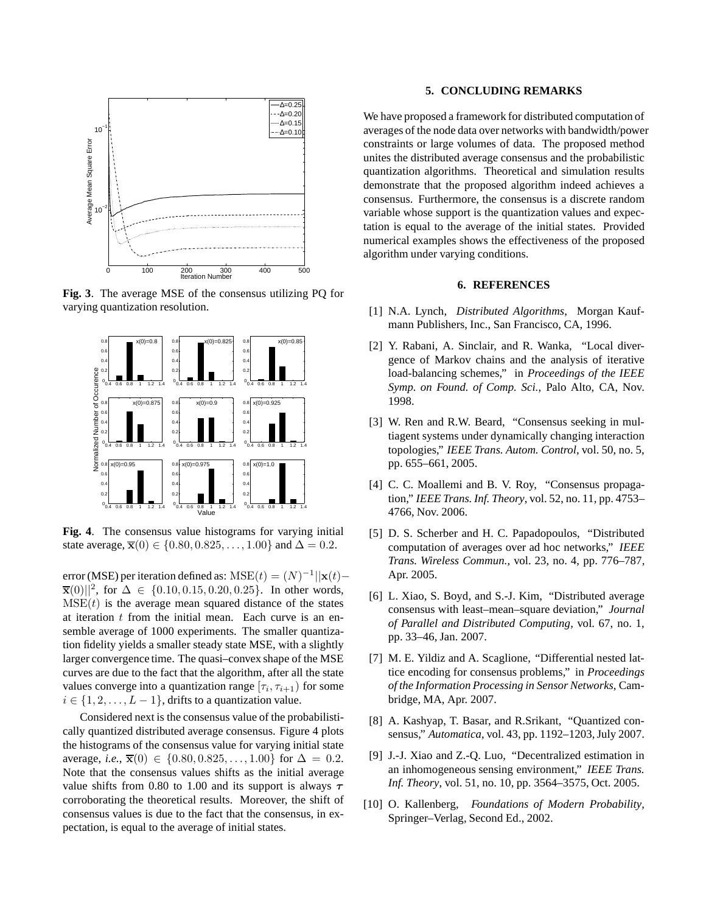Δ=0.25
Δ=0.20
Δ=0.15
Δ=0.10

Average Mean Square Error

$10^{-1}$

$10^{-2}$

0 100 200 300 400 500

Iteration Number

**Fig. 3**. The average MSE of the consensus utilizing PQ for varying quantization resolution.

Normalized Number of Occurence

x(0)=0.8
x(0)=0.825
x(0)=0.85
x(0)=0.875
x(0)=0.9
x(0)=0.925
x(0)=0.95
x(0)=0.975
x(0)=1.0

Value

**Fig. 4**. The consensus value histograms for varying initial state average, $\overline{\mathbf{x}}(0) \in \{0.80, 0.825, \ldots, 1.00\}$ and $\Delta = 0.2$.

error (MSE) per iteration defined as: $\text{MSE}(t) = (N)^{-1}||\mathbf{x}(t) - \overline{\mathbf{x}}(0)||^2$, for $\Delta \in \{0.10, 0.15, 0.20, 0.25\}$. In other words, $\text{MSE}(t)$ is the average mean squared distance of the states at iteration $t$ from the initial mean. Each curve is an ensemble average of 1000 experiments. The smaller quantization fidelity yields a smaller steady state MSE, with a slightly larger convergence time. The quasi–convex shape of the MSE curves are due to the fact that the algorithm, after all the state values converge into a quantization range $[\tau_i, \tau_{i+1})$ for some $i \in \{1, 2, \ldots, L-1\}$, drifts to a quantization value.

Considered next is the consensus value of the probabilistically quantized distributed average consensus. Figure 4 plots the histograms of the consensus value for varying initial state average, *i.e.*, $\overline{\mathbf{x}}(0) \in \{0.80, 0.825, \ldots, 1.00\}$ for $\Delta = 0.2$. Note that the consensus values shifts as the initial average value shifts from 0.80 to 1.00 and its support is always $\boldsymbol{\tau}$ corroborating the theoretical results. Moreover, the shift of consensus values is due to the fact that the consensus, in expectation, is equal to the average of initial states.

## 5. CONCLUDING REMARKS

We have proposed a framework for distributed computation of averages of the node data over networks with bandwidth/power constraints or large volumes of data. The proposed method unites the distributed average consensus and the probabilistic quantization algorithms. Theoretical and simulation results demonstrate that the proposed algorithm indeed achieves a consensus. Furthermore, the consensus is a discrete random variable whose support is the quantization values and expectation is equal to the average of the initial states. Provided numerical examples shows the effectiveness of the proposed algorithm under varying conditions.

## 6. REFERENCES

[1] N.A. Lynch, *Distributed Algorithms*, Morgan Kaufmann Publishers, Inc., San Francisco, CA, 1996.

[2] Y. Rabani, A. Sinclair, and R. Wanka, "Local divergence of Markov chains and the analysis of iterative load-balancing schemes," in *Proceedings of the IEEE Symp. on Found. of Comp. Sci.*, Palo Alto, CA, Nov. 1998.

[3] W. Ren and R.W. Beard, "Consensus seeking in multiagent systems under dynamically changing interaction topologies," *IEEE Trans. Autom. Control*, vol. 50, no. 5, pp. 655–661, 2005.

[4] C. C. Moallemi and B. V. Roy, "Consensus propagation," *IEEE Trans. Inf. Theory*, vol. 52, no. 11, pp. 4753–4766, Nov. 2006.

[5] D. S. Scherber and H. C. Papadopoulos, "Distributed computation of averages over ad hoc networks," *IEEE Trans. Wireless Commun.*, vol. 23, no. 4, pp. 776–787, Apr. 2005.

[6] L. Xiao, S. Boyd, and S.-J. Kim, "Distributed average consensus with least–mean–square deviation," *Journal of Parallel and Distributed Computing*, vol. 67, no. 1, pp. 33–46, Jan. 2007.

[7] M. E. Yildiz and A. Scaglione, "Differential nested lattice encoding for consensus problems," in *Proceedings of the Information Processing in Sensor Networks*, Cambridge, MA, Apr. 2007.

[8] A. Kashyap, T. Basar, and R.Srikant, "Quantized consensus," *Automatica*, vol. 43, pp. 1192–1203, July 2007.

[9] J.-J. Xiao and Z.-Q. Luo, "Decentralized estimation in an inhomogeneous sensing environment," *IEEE Trans. Inf. Theory*, vol. 51, no. 10, pp. 3564–3575, Oct. 2005.

[10] O. Kallenberg, *Foundations of Modern Probability*, Springer–Verlag, Second Ed., 2002.